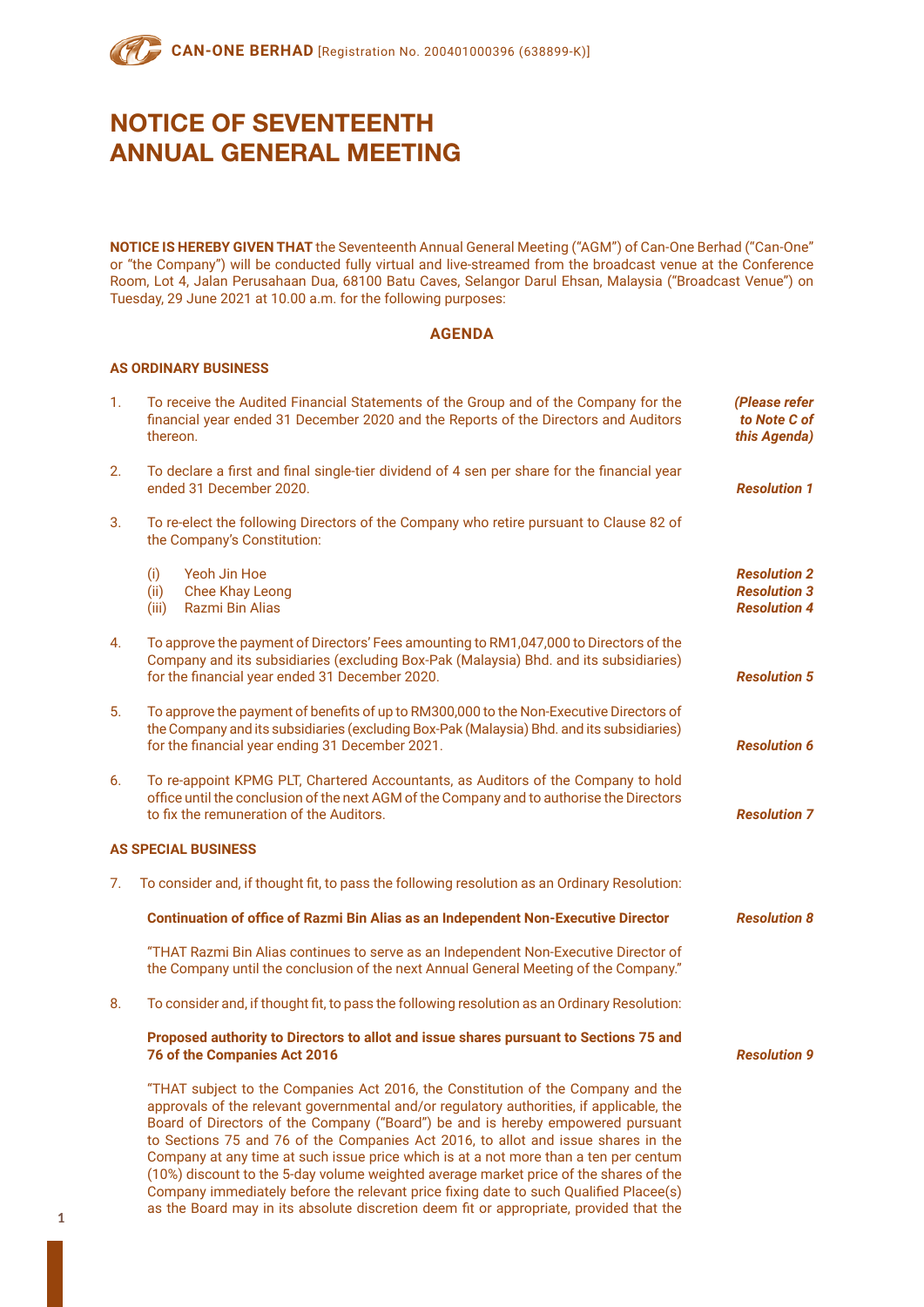# NOTICE OF SEVENTEENTH ANNUAL GENERAL MEETING

**NOTICE IS HEREBY GIVEN THAT** the Seventeenth Annual General Meeting ("AGM") of Can-One Berhad ("Can-One" or "the Company") will be conducted fully virtual and live-streamed from the broadcast venue at the Conference Room, Lot 4, Jalan Perusahaan Dua, 68100 Batu Caves, Selangor Darul Ehsan, Malaysia ("Broadcast Venue") on Tuesday, 29 June 2021 at 10.00 a.m. for the following purposes:

## AGENDA

### AS ORDINARY BUSINESS

1. To receive the Audited Financial Statements of the Group and of the Company for the financial year ended 31 December 2020 and the Reports of the Directors and Auditors thereon. ***(Please refer to Note C of this Agenda)***

2. To declare a first and final single-tier dividend of 4 sen per share for the financial year ended 31 December 2020. ***Resolution 1***

3. To re-elect the following Directors of the Company who retire pursuant to Clause 82 of the Company's Constitution:

   (i) Yeoh Jin Hoe ***Resolution 2***
   (ii) Chee Khay Leong ***Resolution 3***
   (iii) Razmi Bin Alias ***Resolution 4***

4. To approve the payment of Directors' Fees amounting to RM1,047,000 to Directors of the Company and its subsidiaries (excluding Box-Pak (Malaysia) Bhd. and its subsidiaries) for the financial year ended 31 December 2020. ***Resolution 5***

5. To approve the payment of benefits of up to RM300,000 to the Non-Executive Directors of the Company and its subsidiaries (excluding Box-Pak (Malaysia) Bhd. and its subsidiaries) for the financial year ending 31 December 2021. ***Resolution 6***

6. To re-appoint KPMG PLT, Chartered Accountants, as Auditors of the Company to hold office until the conclusion of the next AGM of the Company and to authorise the Directors to fix the remuneration of the Auditors. ***Resolution 7***

### AS SPECIAL BUSINESS

7. To consider and, if thought fit, to pass the following resolution as an Ordinary Resolution:

   **Continuation of office of Razmi Bin Alias as an Independent Non-Executive Director** ***Resolution 8***

   "THAT Razmi Bin Alias continues to serve as an Independent Non-Executive Director of the Company until the conclusion of the next Annual General Meeting of the Company."

8. To consider and, if thought fit, to pass the following resolution as an Ordinary Resolution:

   **Proposed authority to Directors to allot and issue shares pursuant to Sections 75 and 76 of the Companies Act 2016** ***Resolution 9***

   "THAT subject to the Companies Act 2016, the Constitution of the Company and the approvals of the relevant governmental and/or regulatory authorities, if applicable, the Board of Directors of the Company ("Board") be and is hereby empowered pursuant to Sections 75 and 76 of the Companies Act 2016, to allot and issue shares in the Company at any time at such issue price which is at a not more than a ten per centum (10%) discount to the 5-day volume weighted average market price of the shares of the Company immediately before the relevant price fixing date to such Qualified Placee(s) as the Board may in its absolute discretion deem fit or appropriate, provided that the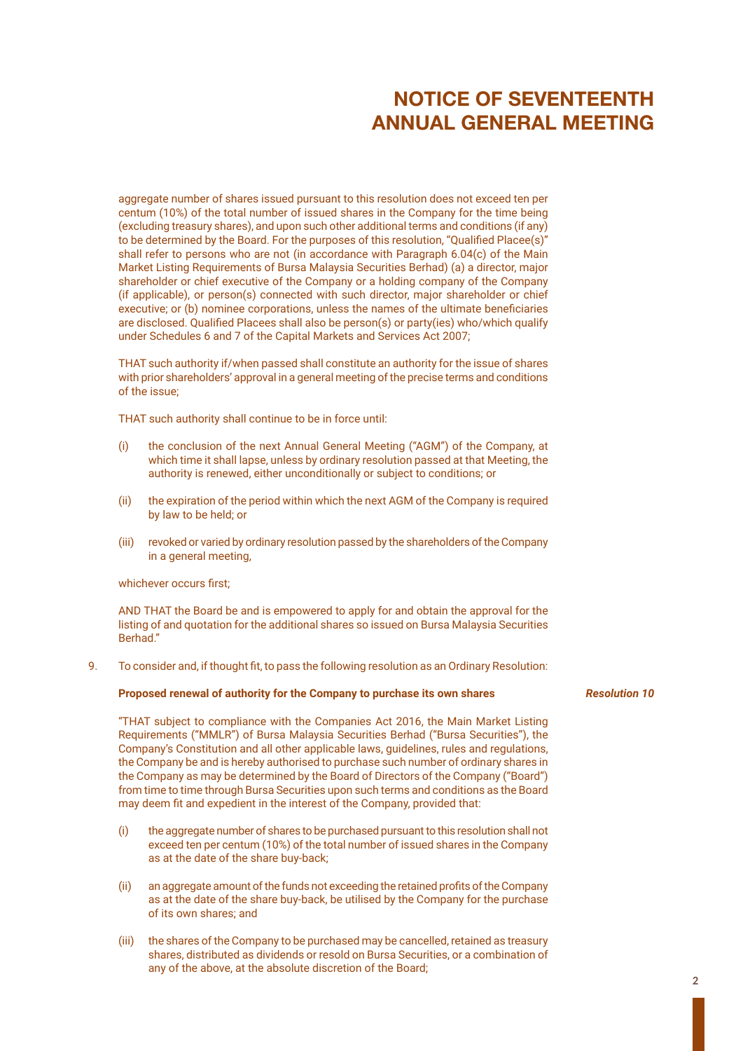# NOTICE OF SEVENTEENTH ANNUAL GENERAL MEETING

aggregate number of shares issued pursuant to this resolution does not exceed ten per centum (10%) of the total number of issued shares in the Company for the time being (excluding treasury shares), and upon such other additional terms and conditions (if any) to be determined by the Board. For the purposes of this resolution, "Qualified Placee(s)" shall refer to persons who are not (in accordance with Paragraph 6.04(c) of the Main Market Listing Requirements of Bursa Malaysia Securities Berhad) (a) a director, major shareholder or chief executive of the Company or a holding company of the Company (if applicable), or person(s) connected with such director, major shareholder or chief executive; or (b) nominee corporations, unless the names of the ultimate beneficiaries are disclosed. Qualified Placees shall also be person(s) or party(ies) who/which qualify under Schedules 6 and 7 of the Capital Markets and Services Act 2007;

THAT such authority if/when passed shall constitute an authority for the issue of shares with prior shareholders' approval in a general meeting of the precise terms and conditions of the issue;

THAT such authority shall continue to be in force until:

(i) the conclusion of the next Annual General Meeting ("AGM") of the Company, at which time it shall lapse, unless by ordinary resolution passed at that Meeting, the authority is renewed, either unconditionally or subject to conditions; or

(ii) the expiration of the period within which the next AGM of the Company is required by law to be held; or

(iii) revoked or varied by ordinary resolution passed by the shareholders of the Company in a general meeting,

whichever occurs first;

AND THAT the Board be and is empowered to apply for and obtain the approval for the listing of and quotation for the additional shares so issued on Bursa Malaysia Securities Berhad."

9. To consider and, if thought fit, to pass the following resolution as an Ordinary Resolution:

**Proposed renewal of authority for the Company to purchase its own shares** ***Resolution 10***

"THAT subject to compliance with the Companies Act 2016, the Main Market Listing Requirements ("MMLR") of Bursa Malaysia Securities Berhad ("Bursa Securities"), the Company's Constitution and all other applicable laws, guidelines, rules and regulations, the Company be and is hereby authorised to purchase such number of ordinary shares in the Company as may be determined by the Board of Directors of the Company ("Board") from time to time through Bursa Securities upon such terms and conditions as the Board may deem fit and expedient in the interest of the Company, provided that:

(i) the aggregate number of shares to be purchased pursuant to this resolution shall not exceed ten per centum (10%) of the total number of issued shares in the Company as at the date of the share buy-back;

(ii) an aggregate amount of the funds not exceeding the retained profits of the Company as at the date of the share buy-back, be utilised by the Company for the purchase of its own shares; and

(iii) the shares of the Company to be purchased may be cancelled, retained as treasury shares, distributed as dividends or resold on Bursa Securities, or a combination of any of the above, at the absolute discretion of the Board;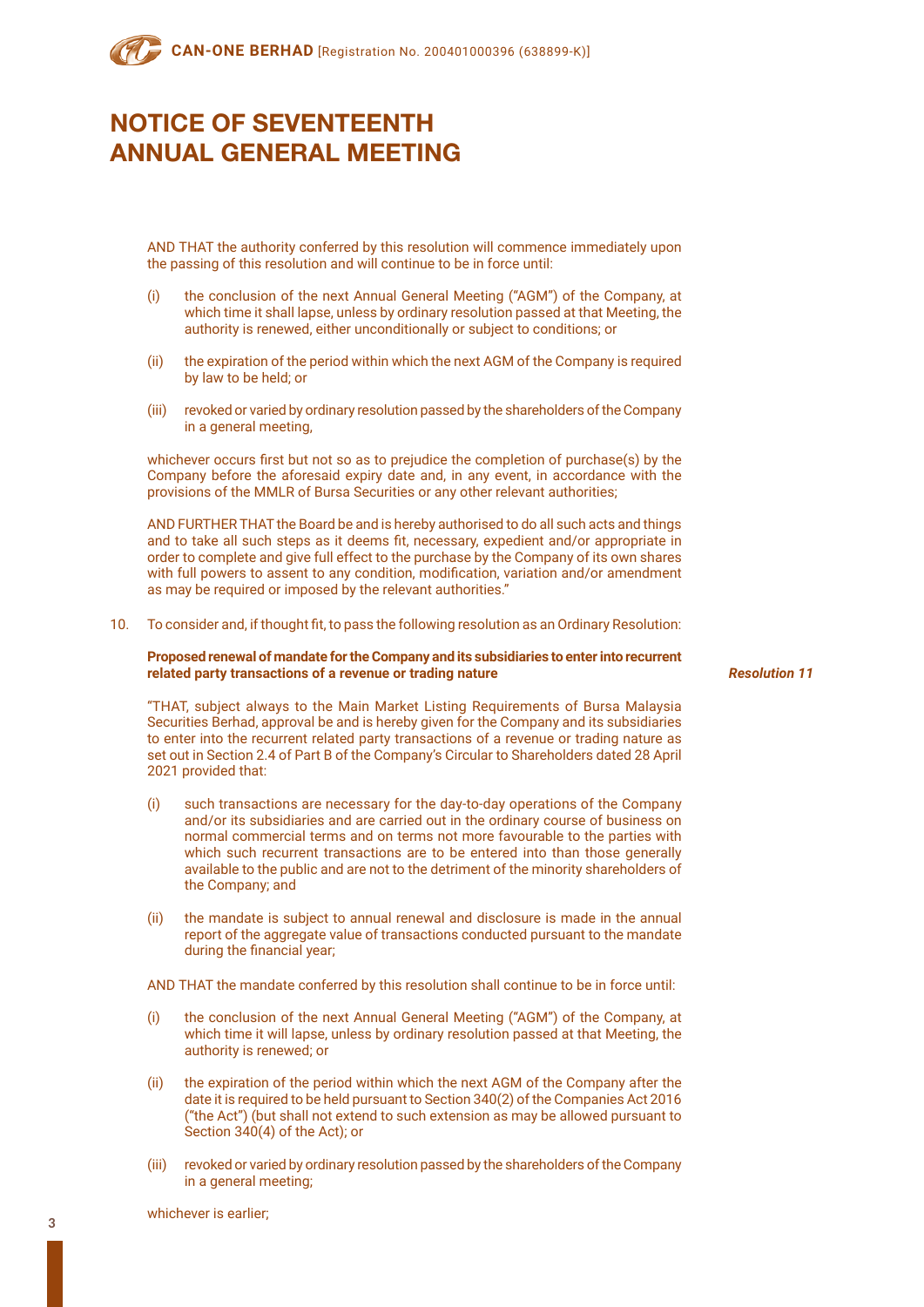# NOTICE OF SEVENTEENTH ANNUAL GENERAL MEETING

AND THAT the authority conferred by this resolution will commence immediately upon the passing of this resolution and will continue to be in force until:

(i) the conclusion of the next Annual General Meeting ("AGM") of the Company, at which time it shall lapse, unless by ordinary resolution passed at that Meeting, the authority is renewed, either unconditionally or subject to conditions; or

(ii) the expiration of the period within which the next AGM of the Company is required by law to be held; or

(iii) revoked or varied by ordinary resolution passed by the shareholders of the Company in a general meeting,

whichever occurs first but not so as to prejudice the completion of purchase(s) by the Company before the aforesaid expiry date and, in any event, in accordance with the provisions of the MMLR of Bursa Securities or any other relevant authorities;

AND FURTHER THAT the Board be and is hereby authorised to do all such acts and things and to take all such steps as it deems fit, necessary, expedient and/or appropriate in order to complete and give full effect to the purchase by the Company of its own shares with full powers to assent to any condition, modification, variation and/or amendment as may be required or imposed by the relevant authorities."

10. To consider and, if thought fit, to pass the following resolution as an Ordinary Resolution:

**Proposed renewal of mandate for the Company and its subsidiaries to enter into recurrent related party transactions of a revenue or trading nature** ***Resolution 11***

"THAT, subject always to the Main Market Listing Requirements of Bursa Malaysia Securities Berhad, approval be and is hereby given for the Company and its subsidiaries to enter into the recurrent related party transactions of a revenue or trading nature as set out in Section 2.4 of Part B of the Company's Circular to Shareholders dated 28 April 2021 provided that:

(i) such transactions are necessary for the day-to-day operations of the Company and/or its subsidiaries and are carried out in the ordinary course of business on normal commercial terms and on terms not more favourable to the parties with which such recurrent transactions are to be entered into than those generally available to the public and are not to the detriment of the minority shareholders of the Company; and

(ii) the mandate is subject to annual renewal and disclosure is made in the annual report of the aggregate value of transactions conducted pursuant to the mandate during the financial year;

AND THAT the mandate conferred by this resolution shall continue to be in force until:

(i) the conclusion of the next Annual General Meeting ("AGM") of the Company, at which time it will lapse, unless by ordinary resolution passed at that Meeting, the authority is renewed; or

(ii) the expiration of the period within which the next AGM of the Company after the date it is required to be held pursuant to Section 340(2) of the Companies Act 2016 ("the Act") (but shall not extend to such extension as may be allowed pursuant to Section 340(4) of the Act); or

(iii) revoked or varied by ordinary resolution passed by the shareholders of the Company in a general meeting;

whichever is earlier;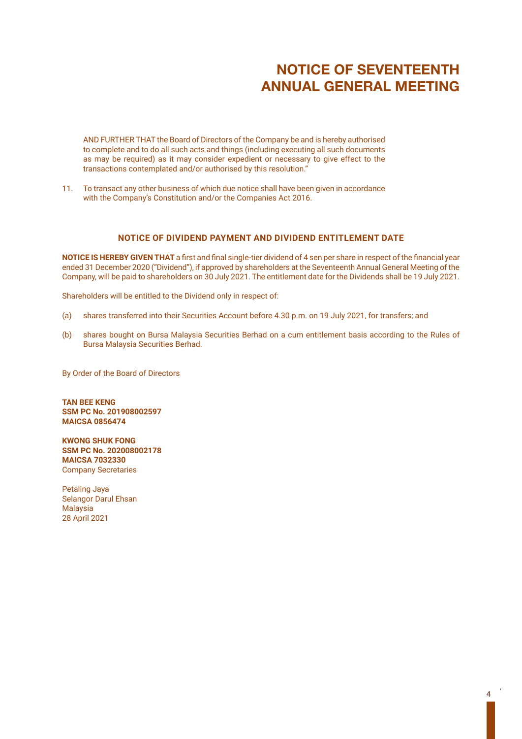# NOTICE OF SEVENTEENTH ANNUAL GENERAL MEETING

AND FURTHER THAT the Board of Directors of the Company be and is hereby authorised to complete and to do all such acts and things (including executing all such documents as may be required) as it may consider expedient or necessary to give effect to the transactions contemplated and/or authorised by this resolution."

11. To transact any other business of which due notice shall have been given in accordance with the Company's Constitution and/or the Companies Act 2016.

## NOTICE OF DIVIDEND PAYMENT AND DIVIDEND ENTITLEMENT DATE

**NOTICE IS HEREBY GIVEN THAT** a first and final single-tier dividend of 4 sen per share in respect of the financial year ended 31 December 2020 ("Dividend"), if approved by shareholders at the Seventeenth Annual General Meeting of the Company, will be paid to shareholders on 30 July 2021. The entitlement date for the Dividends shall be 19 July 2021.

Shareholders will be entitled to the Dividend only in respect of:

(a) shares transferred into their Securities Account before 4.30 p.m. on 19 July 2021, for transfers; and

(b) shares bought on Bursa Malaysia Securities Berhad on a cum entitlement basis according to the Rules of Bursa Malaysia Securities Berhad.

By Order of the Board of Directors

**TAN BEE KENG**
**SSM PC No. 201908002597**
**MAICSA 0856474**

**KWONG SHUK FONG**
**SSM PC No. 202008002178**
**MAICSA 7032330**
Company Secretaries

Petaling Jaya
Selangor Darul Ehsan
Malaysia
28 April 2021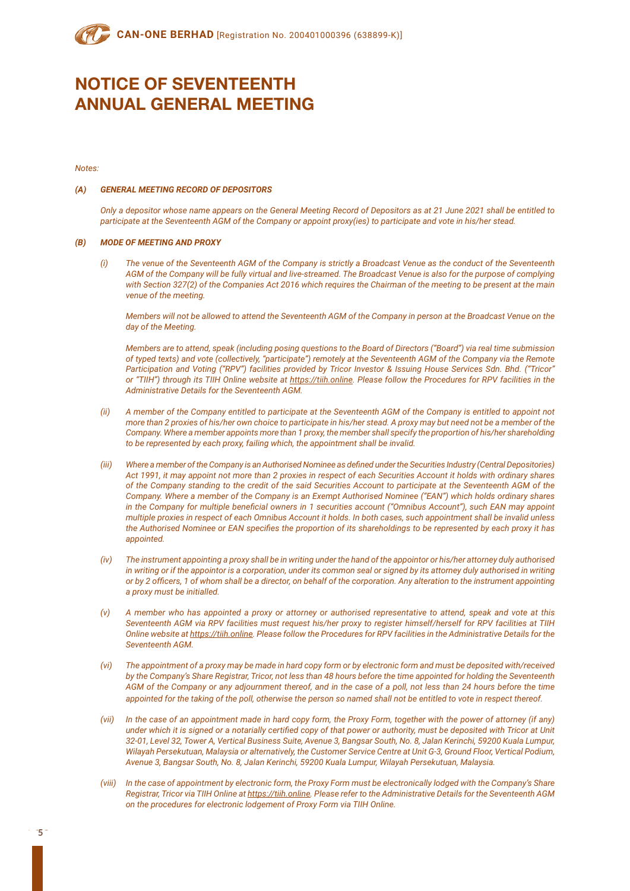# NOTICE OF SEVENTEENTH ANNUAL GENERAL MEETING

*Notes:*

***(A) GENERAL MEETING RECORD OF DEPOSITORS***

*Only a depositor whose name appears on the General Meeting Record of Depositors as at 21 June 2021 shall be entitled to participate at the Seventeenth AGM of the Company or appoint proxy(ies) to participate and vote in his/her stead.*

***(B) MODE OF MEETING AND PROXY***

*(i) The venue of the Seventeenth AGM of the Company is strictly a Broadcast Venue as the conduct of the Seventeenth AGM of the Company will be fully virtual and live-streamed. The Broadcast Venue is also for the purpose of complying with Section 327(2) of the Companies Act 2016 which requires the Chairman of the meeting to be present at the main venue of the meeting.*

*Members will not be allowed to attend the Seventeenth AGM of the Company in person at the Broadcast Venue on the day of the Meeting.*

*Members are to attend, speak (including posing questions to the Board of Directors ("Board") via real time submission of typed texts) and vote (collectively, "participate") remotely at the Seventeenth AGM of the Company via the Remote Participation and Voting ("RPV") facilities provided by Tricor Investor & Issuing House Services Sdn. Bhd. ("Tricor" or "TIIH") through its TIIH Online website at https://tiih.online. Please follow the Procedures for RPV facilities in the Administrative Details for the Seventeenth AGM.*

*(ii) A member of the Company entitled to participate at the Seventeenth AGM of the Company is entitled to appoint not more than 2 proxies of his/her own choice to participate in his/her stead. A proxy may but need not be a member of the Company. Where a member appoints more than 1 proxy, the member shall specify the proportion of his/her shareholding to be represented by each proxy, failing which, the appointment shall be invalid.*

*(iii) Where a member of the Company is an Authorised Nominee as defined under the Securities Industry (Central Depositories) Act 1991, it may appoint not more than 2 proxies in respect of each Securities Account it holds with ordinary shares of the Company standing to the credit of the said Securities Account to participate at the Seventeenth AGM of the Company. Where a member of the Company is an Exempt Authorised Nominee ("EAN") which holds ordinary shares in the Company for multiple beneficial owners in 1 securities account ("Omnibus Account"), such EAN may appoint multiple proxies in respect of each Omnibus Account it holds. In both cases, such appointment shall be invalid unless the Authorised Nominee or EAN specifies the proportion of its shareholdings to be represented by each proxy it has appointed.*

*(iv) The instrument appointing a proxy shall be in writing under the hand of the appointor or his/her attorney duly authorised in writing or if the appointor is a corporation, under its common seal or signed by its attorney duly authorised in writing or by 2 officers, 1 of whom shall be a director, on behalf of the corporation. Any alteration to the instrument appointing a proxy must be initialled.*

*(v) A member who has appointed a proxy or attorney or authorised representative to attend, speak and vote at this Seventeenth AGM via RPV facilities must request his/her proxy to register himself/herself for RPV facilities at TIIH Online website at https://tiih.online. Please follow the Procedures for RPV facilities in the Administrative Details for the Seventeenth AGM.*

*(vi) The appointment of a proxy may be made in hard copy form or by electronic form and must be deposited with/received by the Company's Share Registrar, Tricor, not less than 48 hours before the time appointed for holding the Seventeenth AGM of the Company or any adjournment thereof, and in the case of a poll, not less than 24 hours before the time appointed for the taking of the poll, otherwise the person so named shall not be entitled to vote in respect thereof.*

*(vii) In the case of an appointment made in hard copy form, the Proxy Form, together with the power of attorney (if any) under which it is signed or a notarially certified copy of that power or authority, must be deposited with Tricor at Unit 32-01, Level 32, Tower A, Vertical Business Suite, Avenue 3, Bangsar South, No. 8, Jalan Kerinchi, 59200 Kuala Lumpur, Wilayah Persekutuan, Malaysia or alternatively, the Customer Service Centre at Unit G-3, Ground Floor, Vertical Podium, Avenue 3, Bangsar South, No. 8, Jalan Kerinchi, 59200 Kuala Lumpur, Wilayah Persekutuan, Malaysia.*

*(viii) In the case of appointment by electronic form, the Proxy Form must be electronically lodged with the Company's Share Registrar, Tricor via TIIH Online at https://tiih.online. Please refer to the Administrative Details for the Seventeenth AGM on the procedures for electronic lodgement of Proxy Form via TIIH Online.*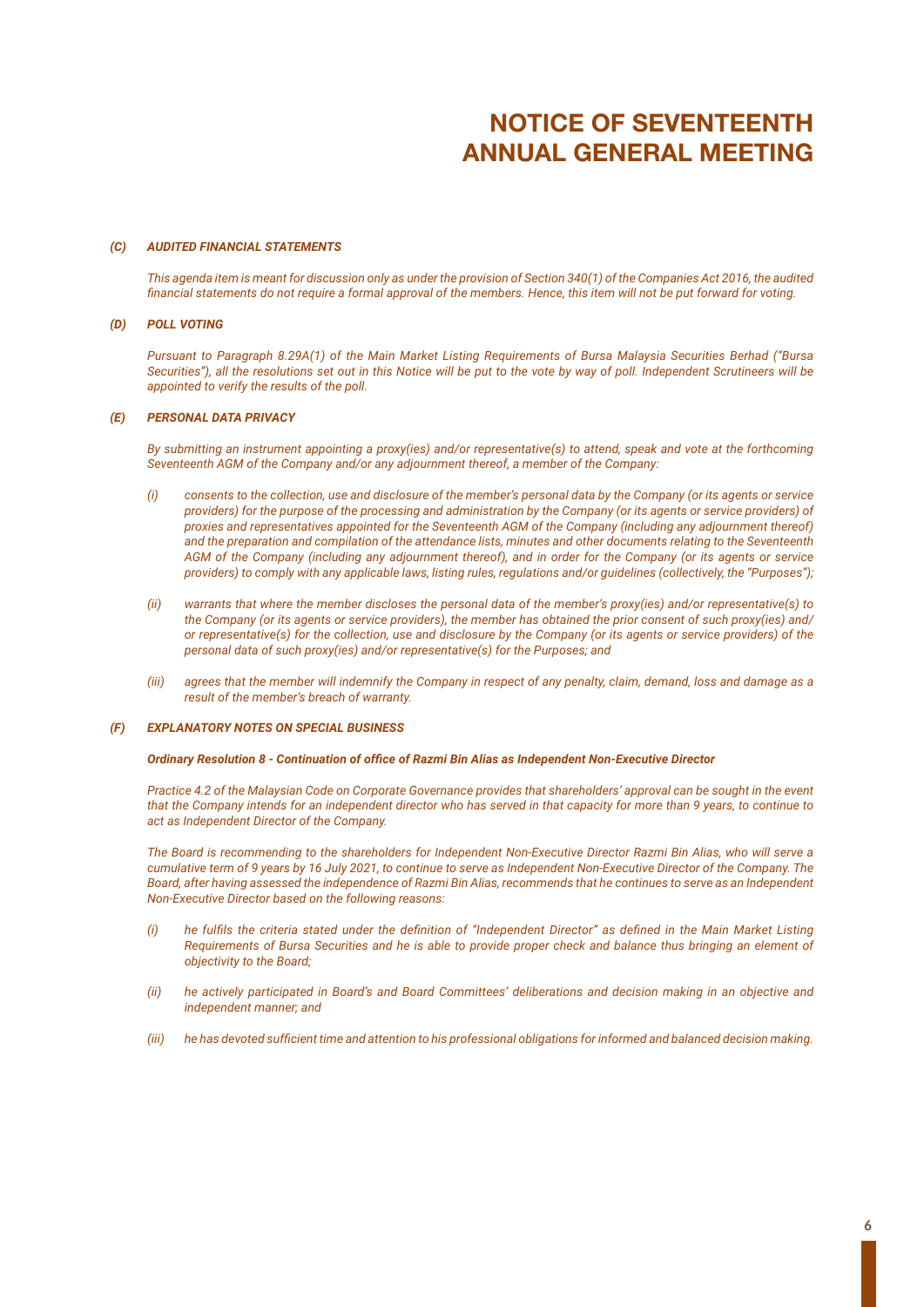# NOTICE OF SEVENTEENTH ANNUAL GENERAL MEETING

***(C) AUDITED FINANCIAL STATEMENTS***

*This agenda item is meant for discussion only as under the provision of Section 340(1) of the Companies Act 2016, the audited financial statements do not require a formal approval of the members. Hence, this item will not be put forward for voting.*

***(D) POLL VOTING***

*Pursuant to Paragraph 8.29A(1) of the Main Market Listing Requirements of Bursa Malaysia Securities Berhad ("Bursa Securities"), all the resolutions set out in this Notice will be put to the vote by way of poll. Independent Scrutineers will be appointed to verify the results of the poll.*

***(E) PERSONAL DATA PRIVACY***

*By submitting an instrument appointing a proxy(ies) and/or representative(s) to attend, speak and vote at the forthcoming Seventeenth AGM of the Company and/or any adjournment thereof, a member of the Company:*

*(i) consents to the collection, use and disclosure of the member's personal data by the Company (or its agents or service providers) for the purpose of the processing and administration by the Company (or its agents or service providers) of proxies and representatives appointed for the Seventeenth AGM of the Company (including any adjournment thereof) and the preparation and compilation of the attendance lists, minutes and other documents relating to the Seventeenth AGM of the Company (including any adjournment thereof), and in order for the Company (or its agents or service providers) to comply with any applicable laws, listing rules, regulations and/or guidelines (collectively, the "Purposes");*

*(ii) warrants that where the member discloses the personal data of the member's proxy(ies) and/or representative(s) to the Company (or its agents or service providers), the member has obtained the prior consent of such proxy(ies) and/or representative(s) for the collection, use and disclosure by the Company (or its agents or service providers) of the personal data of such proxy(ies) and/or representative(s) for the Purposes; and*

*(iii) agrees that the member will indemnify the Company in respect of any penalty, claim, demand, loss and damage as a result of the member's breach of warranty.*

***(F) EXPLANATORY NOTES ON SPECIAL BUSINESS***

***Ordinary Resolution 8 - Continuation of office of Razmi Bin Alias as Independent Non-Executive Director***

*Practice 4.2 of the Malaysian Code on Corporate Governance provides that shareholders' approval can be sought in the event that the Company intends for an independent director who has served in that capacity for more than 9 years, to continue to act as Independent Director of the Company.*

*The Board is recommending to the shareholders for Independent Non-Executive Director Razmi Bin Alias, who will serve a cumulative term of 9 years by 16 July 2021, to continue to serve as Independent Non-Executive Director of the Company. The Board, after having assessed the independence of Razmi Bin Alias, recommends that he continues to serve as an Independent Non-Executive Director based on the following reasons:*

*(i) he fulfils the criteria stated under the definition of "Independent Director" as defined in the Main Market Listing Requirements of Bursa Securities and he is able to provide proper check and balance thus bringing an element of objectivity to the Board;*

*(ii) he actively participated in Board's and Board Committees' deliberations and decision making in an objective and independent manner; and*

*(iii) he has devoted sufficient time and attention to his professional obligations for informed and balanced decision making.*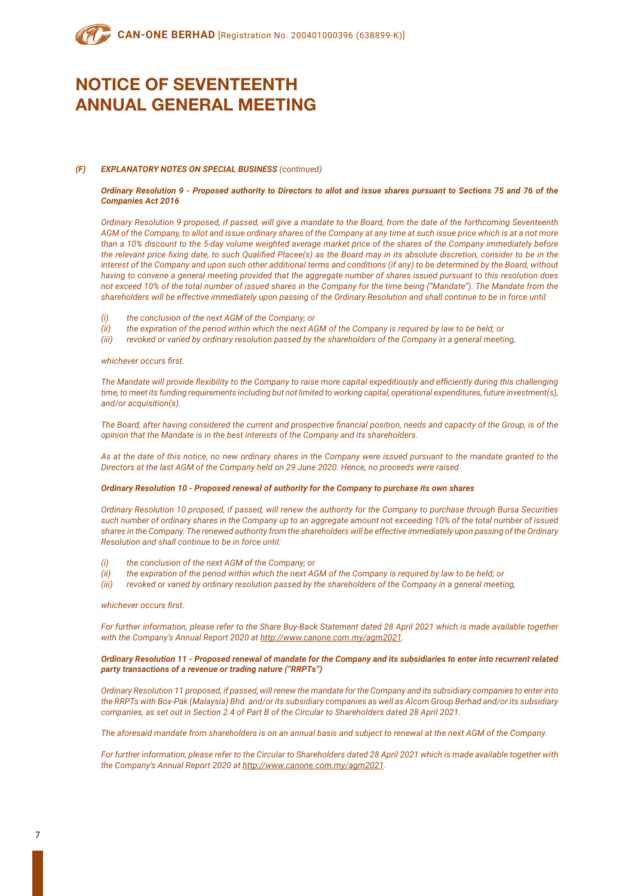# NOTICE OF SEVENTEENTH ANNUAL GENERAL MEETING

***(F) EXPLANATORY NOTES ON SPECIAL BUSINESS** (continued)*

***Ordinary Resolution 9 - Proposed authority to Directors to allot and issue shares pursuant to Sections 75 and 76 of the Companies Act 2016***

*Ordinary Resolution 9 proposed, if passed, will give a mandate to the Board, from the date of the forthcoming Seventeenth AGM of the Company, to allot and issue ordinary shares of the Company at any time at such issue price which is at a not more than a 10% discount to the 5-day volume weighted average market price of the shares of the Company immediately before the relevant price fixing date, to such Qualified Placee(s) as the Board may in its absolute discretion, consider to be in the interest of the Company and upon such other additional terms and conditions (if any) to be determined by the Board, without having to convene a general meeting provided that the aggregate number of shares issued pursuant to this resolution does not exceed 10% of the total number of issued shares in the Company for the time being ("Mandate"). The Mandate from the shareholders will be effective immediately upon passing of the Ordinary Resolution and shall continue to be in force until:*

*(i) the conclusion of the next AGM of the Company; or*
*(ii) the expiration of the period within which the next AGM of the Company is required by law to be held; or*
*(iii) revoked or varied by ordinary resolution passed by the shareholders of the Company in a general meeting,*

*whichever occurs first.*

*The Mandate will provide flexibility to the Company to raise more capital expeditiously and efficiently during this challenging time, to meet its funding requirements including but not limited to working capital, operational expenditures, future investment(s), and/or acquisition(s).*

*The Board, after having considered the current and prospective financial position, needs and capacity of the Group, is of the opinion that the Mandate is in the best interests of the Company and its shareholders.*

*As at the date of this notice, no new ordinary shares in the Company were issued pursuant to the mandate granted to the Directors at the last AGM of the Company held on 29 June 2020. Hence, no proceeds were raised.*

***Ordinary Resolution 10 - Proposed renewal of authority for the Company to purchase its own shares***

*Ordinary Resolution 10 proposed, if passed, will renew the authority for the Company to purchase through Bursa Securities such number of ordinary shares in the Company up to an aggregate amount not exceeding 10% of the total number of issued shares in the Company. The renewed authority from the shareholders will be effective immediately upon passing of the Ordinary Resolution and shall continue to be in force until:*

*(i) the conclusion of the next AGM of the Company; or*
*(ii) the expiration of the period within which the next AGM of the Company is required by law to be held; or*
*(iii) revoked or varied by ordinary resolution passed by the shareholders of the Company in a general meeting,*

*whichever occurs first.*

*For further information, please refer to the Share Buy-Back Statement dated 28 April 2021 which is made available together with the Company's Annual Report 2020 at http://www.canone.com.my/agm2021.*

***Ordinary Resolution 11 - Proposed renewal of mandate for the Company and its subsidiaries to enter into recurrent related party transactions of a revenue or trading nature ("RRPTs")***

*Ordinary Resolution 11 proposed, if passed, will renew the mandate for the Company and its subsidiary companies to enter into the RRPTs with Box-Pak (Malaysia) Bhd. and/or its subsidiary companies as well as Alcom Group Berhad and/or its subsidiary companies, as set out in Section 2.4 of Part B of the Circular to Shareholders dated 28 April 2021.*

*The aforesaid mandate from shareholders is on an annual basis and subject to renewal at the next AGM of the Company.*

*For further information, please refer to the Circular to Shareholders dated 28 April 2021 which is made available together with the Company's Annual Report 2020 at http://www.canone.com.my/agm2021.*